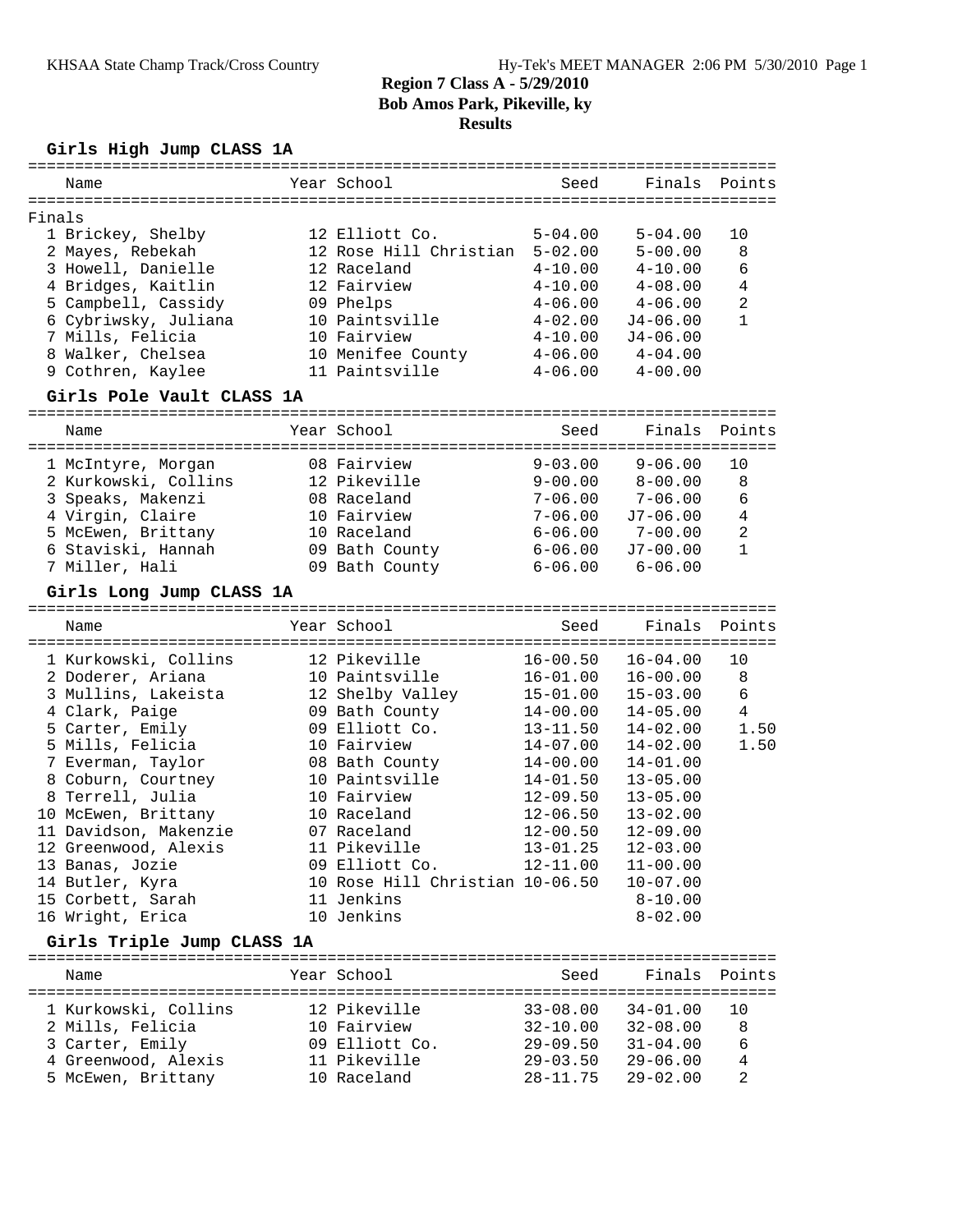# Region 7 Class A - 5/29/2010

## Bob Amos Park, Pikeville, ky

## Results

### Girls High Jump CLASS 1A

Finals

| | Name | Year | School | Seed | Finals | Points |
|---|---|---|---|---|---|---|
| 1 | Brickey, Shelby | 12 | Elliott Co. | 5-04.00 | 5-04.00 | 10 |
| 2 | Mayes, Rebekah | 12 | Rose Hill Christian | 5-02.00 | 5-00.00 | 8 |
| 3 | Howell, Danielle | 12 | Raceland | 4-10.00 | 4-10.00 | 6 |
| 4 | Bridges, Kaitlin | 12 | Fairview | 4-10.00 | 4-08.00 | 4 |
| 5 | Campbell, Cassidy | 09 | Phelps | 4-06.00 | 4-06.00 | 2 |
| 6 | Cybriwsky, Juliana | 10 | Paintsville | 4-02.00 | J4-06.00 | 1 |
| 7 | Mills, Felicia | 10 | Fairview | 4-10.00 | J4-06.00 | |
| 8 | Walker, Chelsea | 10 | Menifee County | 4-06.00 | 4-04.00 | |
| 9 | Cothren, Kaylee | 11 | Paintsville | 4-06.00 | 4-00.00 | |

### Girls Pole Vault CLASS 1A

| | Name | Year | School | Seed | Finals | Points |
|---|---|---|---|---|---|---|
| 1 | McIntyre, Morgan | 08 | Fairview | 9-03.00 | 9-06.00 | 10 |
| 2 | Kurkowski, Collins | 12 | Pikeville | 9-00.00 | 8-00.00 | 8 |
| 3 | Speaks, Makenzi | 08 | Raceland | 7-06.00 | 7-06.00 | 6 |
| 4 | Virgin, Claire | 10 | Fairview | 7-06.00 | J7-06.00 | 4 |
| 5 | McEwen, Brittany | 10 | Raceland | 6-06.00 | 7-00.00 | 2 |
| 6 | Staviski, Hannah | 09 | Bath County | 6-06.00 | J7-00.00 | 1 |
| 7 | Miller, Hali | 09 | Bath County | 6-06.00 | 6-06.00 | |

### Girls Long Jump CLASS 1A

| | Name | Year | School | Seed | Finals | Points |
|---|---|---|---|---|---|---|
| 1 | Kurkowski, Collins | 12 | Pikeville | 16-00.50 | 16-04.00 | 10 |
| 2 | Doderer, Ariana | 10 | Paintsville | 16-01.00 | 16-00.00 | 8 |
| 3 | Mullins, Lakeista | 12 | Shelby Valley | 15-01.00 | 15-03.00 | 6 |
| 4 | Clark, Paige | 09 | Bath County | 14-00.00 | 14-05.00 | 4 |
| 5 | Carter, Emily | 09 | Elliott Co. | 13-11.50 | 14-02.00 | 1.50 |
| 5 | Mills, Felicia | 10 | Fairview | 14-07.00 | 14-02.00 | 1.50 |
| 7 | Everman, Taylor | 08 | Bath County | 14-00.00 | 14-01.00 | |
| 8 | Coburn, Courtney | 10 | Paintsville | 14-01.50 | 13-05.00 | |
| 8 | Terrell, Julia | 10 | Fairview | 12-09.50 | 13-05.00 | |
| 10 | McEwen, Brittany | 10 | Raceland | 12-06.50 | 13-02.00 | |
| 11 | Davidson, Makenzie | 07 | Raceland | 12-00.50 | 12-09.00 | |
| 12 | Greenwood, Alexis | 11 | Pikeville | 13-01.25 | 12-03.00 | |
| 13 | Banas, Jozie | 09 | Elliott Co. | 12-11.00 | 11-00.00 | |
| 14 | Butler, Kyra | 10 | Rose Hill Christian | 10-06.50 | 10-07.00 | |
| 15 | Corbett, Sarah | 11 | Jenkins | | 8-10.00 | |
| 16 | Wright, Erica | 10 | Jenkins | | 8-02.00 | |

### Girls Triple Jump CLASS 1A

| | Name | Year | School | Seed | Finals | Points |
|---|---|---|---|---|---|---|
| 1 | Kurkowski, Collins | 12 | Pikeville | 33-08.00 | 34-01.00 | 10 |
| 2 | Mills, Felicia | 10 | Fairview | 32-10.00 | 32-08.00 | 8 |
| 3 | Carter, Emily | 09 | Elliott Co. | 29-09.50 | 31-04.00 | 6 |
| 4 | Greenwood, Alexis | 11 | Pikeville | 29-03.50 | 29-06.00 | 4 |
| 5 | McEwen, Brittany | 10 | Raceland | 28-11.75 | 29-02.00 | 2 |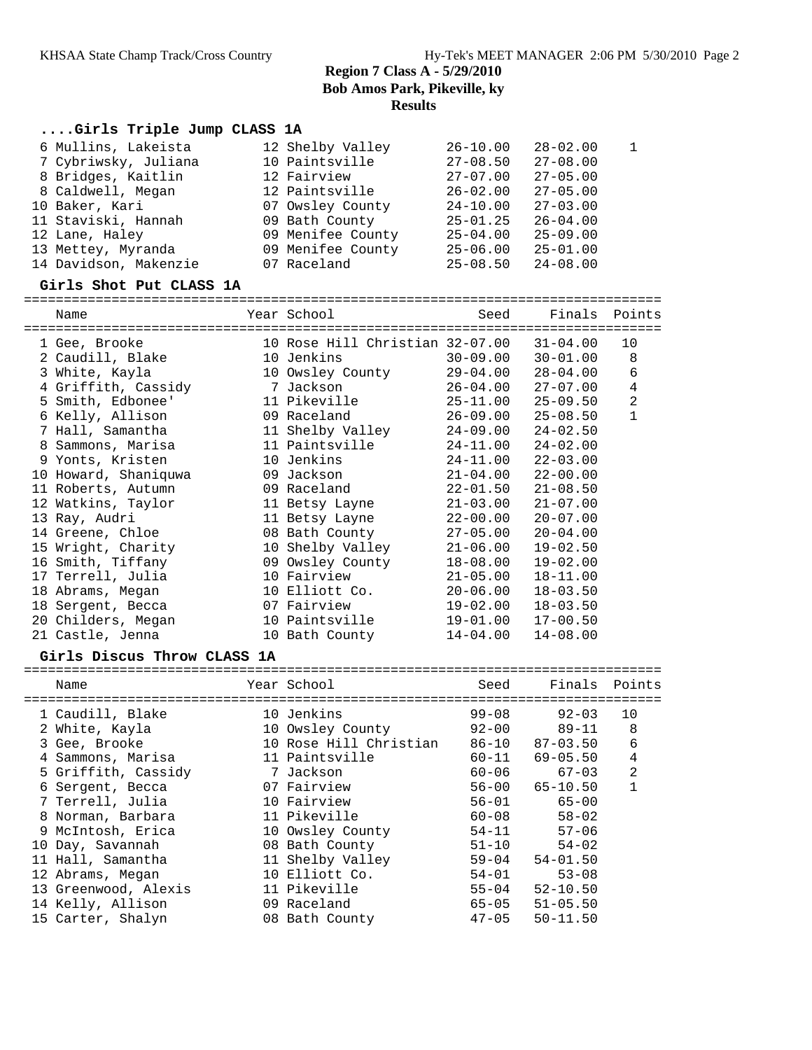**Region 7 Class A - 5/29/2010**
**Bob Amos Park, Pikeville, ky**
**Results**

### ....Girls Triple Jump CLASS 1A

| Name | Year | School | Seed | Finals | Points |
|---|---|---|---|---|---|
| 6 Mullins, Lakeista | 12 | Shelby Valley | 26-10.00 | 28-02.00 | 1 |
| 7 Cybriwsky, Juliana | 10 | Paintsville | 27-08.50 | 27-08.00 | |
| 8 Bridges, Kaitlin | 12 | Fairview | 27-07.00 | 27-05.00 | |
| 8 Caldwell, Megan | 12 | Paintsville | 26-02.00 | 27-05.00 | |
| 10 Baker, Kari | 07 | Owsley County | 24-10.00 | 27-03.00 | |
| 11 Staviski, Hannah | 09 | Bath County | 25-01.25 | 26-04.00 | |
| 12 Lane, Haley | 09 | Menifee County | 25-04.00 | 25-09.00 | |
| 13 Mettey, Myranda | 09 | Menifee County | 25-06.00 | 25-01.00 | |
| 14 Davidson, Makenzie | 07 | Raceland | 25-08.50 | 24-08.00 | |

### Girls Shot Put CLASS 1A

| Name | Year | School | Seed | Finals | Points |
|---|---|---|---|---|---|
| 1 Gee, Brooke | 10 | Rose Hill Christian | 32-07.00 | 31-04.00 | 10 |
| 2 Caudill, Blake | 10 | Jenkins | 30-09.00 | 30-01.00 | 8 |
| 3 White, Kayla | 10 | Owsley County | 29-04.00 | 28-04.00 | 6 |
| 4 Griffith, Cassidy | 7 | Jackson | 26-04.00 | 27-07.00 | 4 |
| 5 Smith, Edbonee' | 11 | Pikeville | 25-11.00 | 25-09.50 | 2 |
| 6 Kelly, Allison | 09 | Raceland | 26-09.00 | 25-08.50 | 1 |
| 7 Hall, Samantha | 11 | Shelby Valley | 24-09.00 | 24-02.50 | |
| 8 Sammons, Marisa | 11 | Paintsville | 24-11.00 | 24-02.00 | |
| 9 Yonts, Kristen | 10 | Jenkins | 24-11.00 | 22-03.00 | |
| 10 Howard, Shaniquwa | 09 | Jackson | 21-04.00 | 22-00.00 | |
| 11 Roberts, Autumn | 09 | Raceland | 22-01.50 | 21-08.50 | |
| 12 Watkins, Taylor | 11 | Betsy Layne | 21-03.00 | 21-07.00 | |
| 13 Ray, Audri | 11 | Betsy Layne | 22-00.00 | 20-07.00 | |
| 14 Greene, Chloe | 08 | Bath County | 27-05.00 | 20-04.00 | |
| 15 Wright, Charity | 10 | Shelby Valley | 21-06.00 | 19-02.50 | |
| 16 Smith, Tiffany | 09 | Owsley County | 18-08.00 | 19-02.00 | |
| 17 Terrell, Julia | 10 | Fairview | 21-05.00 | 18-11.00 | |
| 18 Abrams, Megan | 10 | Elliott Co. | 20-06.00 | 18-03.50 | |
| 18 Sergent, Becca | 07 | Fairview | 19-02.00 | 18-03.50 | |
| 20 Childers, Megan | 10 | Paintsville | 19-01.00 | 17-00.50 | |
| 21 Castle, Jenna | 10 | Bath County | 14-04.00 | 14-08.00 | |

### Girls Discus Throw CLASS 1A

| Name | Year | School | Seed | Finals | Points |
|---|---|---|---|---|---|
| 1 Caudill, Blake | 10 | Jenkins | 99-08 | 92-03 | 10 |
| 2 White, Kayla | 10 | Owsley County | 92-00 | 89-11 | 8 |
| 3 Gee, Brooke | 10 | Rose Hill Christian | 86-10 | 87-03.50 | 6 |
| 4 Sammons, Marisa | 11 | Paintsville | 60-11 | 69-05.50 | 4 |
| 5 Griffith, Cassidy | 7 | Jackson | 60-06 | 67-03 | 2 |
| 6 Sergent, Becca | 07 | Fairview | 56-00 | 65-10.50 | 1 |
| 7 Terrell, Julia | 10 | Fairview | 56-01 | 65-00 | |
| 8 Norman, Barbara | 11 | Pikeville | 60-08 | 58-02 | |
| 9 McIntosh, Erica | 10 | Owsley County | 54-11 | 57-06 | |
| 10 Day, Savannah | 08 | Bath County | 51-10 | 54-02 | |
| 11 Hall, Samantha | 11 | Shelby Valley | 59-04 | 54-01.50 | |
| 12 Abrams, Megan | 10 | Elliott Co. | 54-01 | 53-08 | |
| 13 Greenwood, Alexis | 11 | Pikeville | 55-04 | 52-10.50 | |
| 14 Kelly, Allison | 09 | Raceland | 65-05 | 51-05.50 | |
| 15 Carter, Shalyn | 08 | Bath County | 47-05 | 50-11.50 | |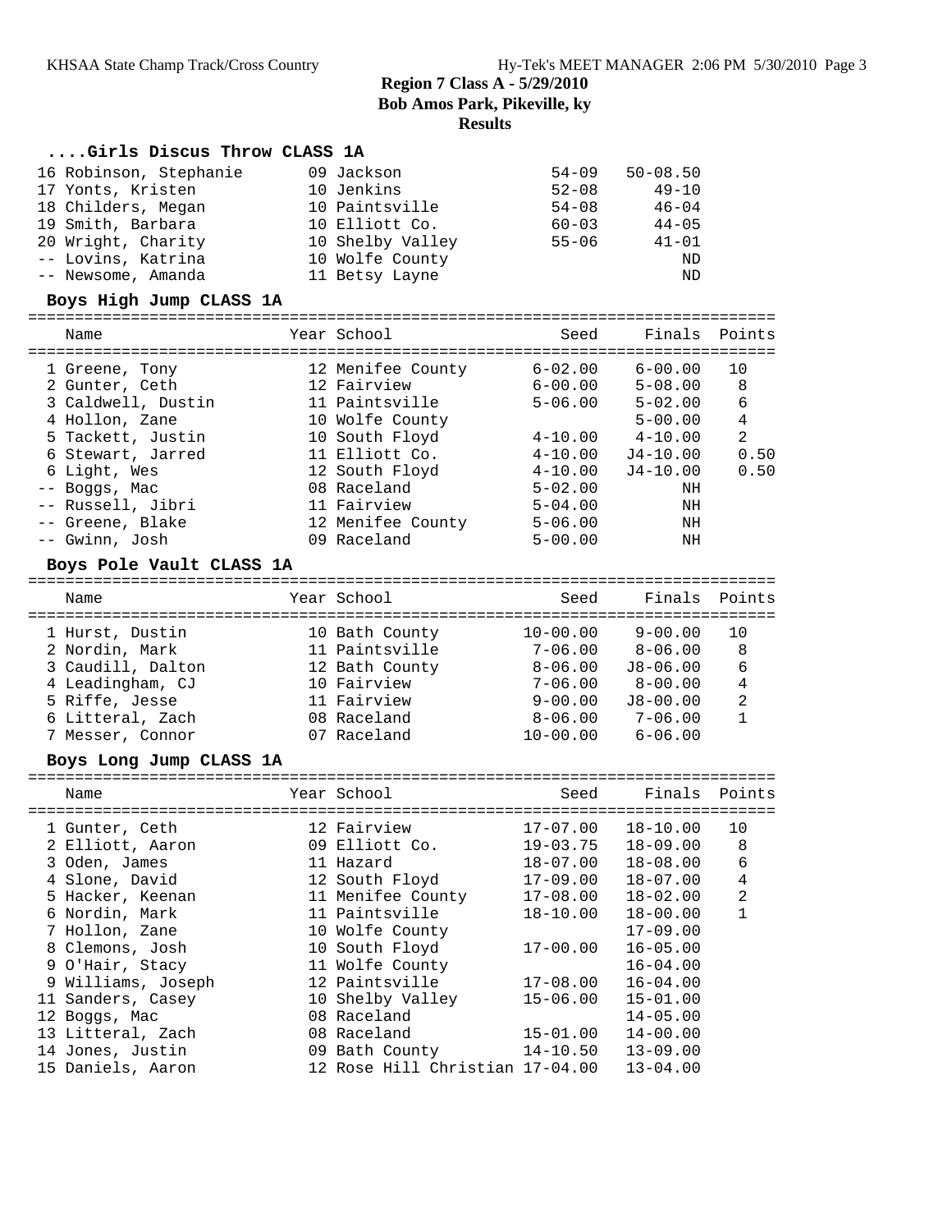## Region 7 Class A - 5/29/2010
## Bob Amos Park, Pikeville, ky
## Results

### ....Girls Discus Throw CLASS 1A

| Place | Name | Year | School | Seed | Finals |
|---|---|---|---|---|---|
| 16 | Robinson, Stephanie | 09 | Jackson | 54-09 | 50-08.50 |
| 17 | Yonts, Kristen | 10 | Jenkins | 52-08 | 49-10 |
| 18 | Childers, Megan | 10 | Paintsville | 54-08 | 46-04 |
| 19 | Smith, Barbara | 10 | Elliott Co. | 60-03 | 44-05 |
| 20 | Wright, Charity | 10 | Shelby Valley | 55-06 | 41-01 |
| -- | Lovins, Katrina | 10 | Wolfe County | | ND |
| -- | Newsome, Amanda | 11 | Betsy Layne | | ND |

### Boys High Jump CLASS 1A

| Place | Name | Year | School | Seed | Finals | Points |
|---|---|---|---|---|---|---|
| 1 | Greene, Tony | 12 | Menifee County | 6-02.00 | 6-00.00 | 10 |
| 2 | Gunter, Ceth | 12 | Fairview | 6-00.00 | 5-08.00 | 8 |
| 3 | Caldwell, Dustin | 11 | Paintsville | 5-06.00 | 5-02.00 | 6 |
| 4 | Hollon, Zane | 10 | Wolfe County | | 5-00.00 | 4 |
| 5 | Tackett, Justin | 10 | South Floyd | 4-10.00 | 4-10.00 | 2 |
| 6 | Stewart, Jarred | 11 | Elliott Co. | 4-10.00 | J4-10.00 | 0.50 |
| 6 | Light, Wes | 12 | South Floyd | 4-10.00 | J4-10.00 | 0.50 |
| -- | Boggs, Mac | 08 | Raceland | 5-02.00 | NH | |
| -- | Russell, Jibri | 11 | Fairview | 5-04.00 | NH | |
| -- | Greene, Blake | 12 | Menifee County | 5-06.00 | NH | |
| -- | Gwinn, Josh | 09 | Raceland | 5-00.00 | NH | |

### Boys Pole Vault CLASS 1A

| Place | Name | Year | School | Seed | Finals | Points |
|---|---|---|---|---|---|---|
| 1 | Hurst, Dustin | 10 | Bath County | 10-00.00 | 9-00.00 | 10 |
| 2 | Nordin, Mark | 11 | Paintsville | 7-06.00 | 8-06.00 | 8 |
| 3 | Caudill, Dalton | 12 | Bath County | 8-06.00 | J8-06.00 | 6 |
| 4 | Leadingham, CJ | 10 | Fairview | 7-06.00 | 8-00.00 | 4 |
| 5 | Riffe, Jesse | 11 | Fairview | 9-00.00 | J8-00.00 | 2 |
| 6 | Litteral, Zach | 08 | Raceland | 8-06.00 | 7-06.00 | 1 |
| 7 | Messer, Connor | 07 | Raceland | 10-00.00 | 6-06.00 | |

### Boys Long Jump CLASS 1A

| Place | Name | Year | School | Seed | Finals | Points |
|---|---|---|---|---|---|---|
| 1 | Gunter, Ceth | 12 | Fairview | 17-07.00 | 18-10.00 | 10 |
| 2 | Elliott, Aaron | 09 | Elliott Co. | 19-03.75 | 18-09.00 | 8 |
| 3 | Oden, James | 11 | Hazard | 18-07.00 | 18-08.00 | 6 |
| 4 | Slone, David | 12 | South Floyd | 17-09.00 | 18-07.00 | 4 |
| 5 | Hacker, Keenan | 11 | Menifee County | 17-08.00 | 18-02.00 | 2 |
| 6 | Nordin, Mark | 11 | Paintsville | 18-10.00 | 18-00.00 | 1 |
| 7 | Hollon, Zane | 10 | Wolfe County | | 17-09.00 | |
| 8 | Clemons, Josh | 10 | South Floyd | 17-00.00 | 16-05.00 | |
| 9 | O'Hair, Stacy | 11 | Wolfe County | | 16-04.00 | |
| 9 | Williams, Joseph | 12 | Paintsville | 17-08.00 | 16-04.00 | |
| 11 | Sanders, Casey | 10 | Shelby Valley | 15-06.00 | 15-01.00 | |
| 12 | Boggs, Mac | 08 | Raceland | | 14-05.00 | |
| 13 | Litteral, Zach | 08 | Raceland | 15-01.00 | 14-00.00 | |
| 14 | Jones, Justin | 09 | Bath County | 14-10.50 | 13-09.00 | |
| 15 | Daniels, Aaron | 12 | Rose Hill Christian | 17-04.00 | 13-04.00 | |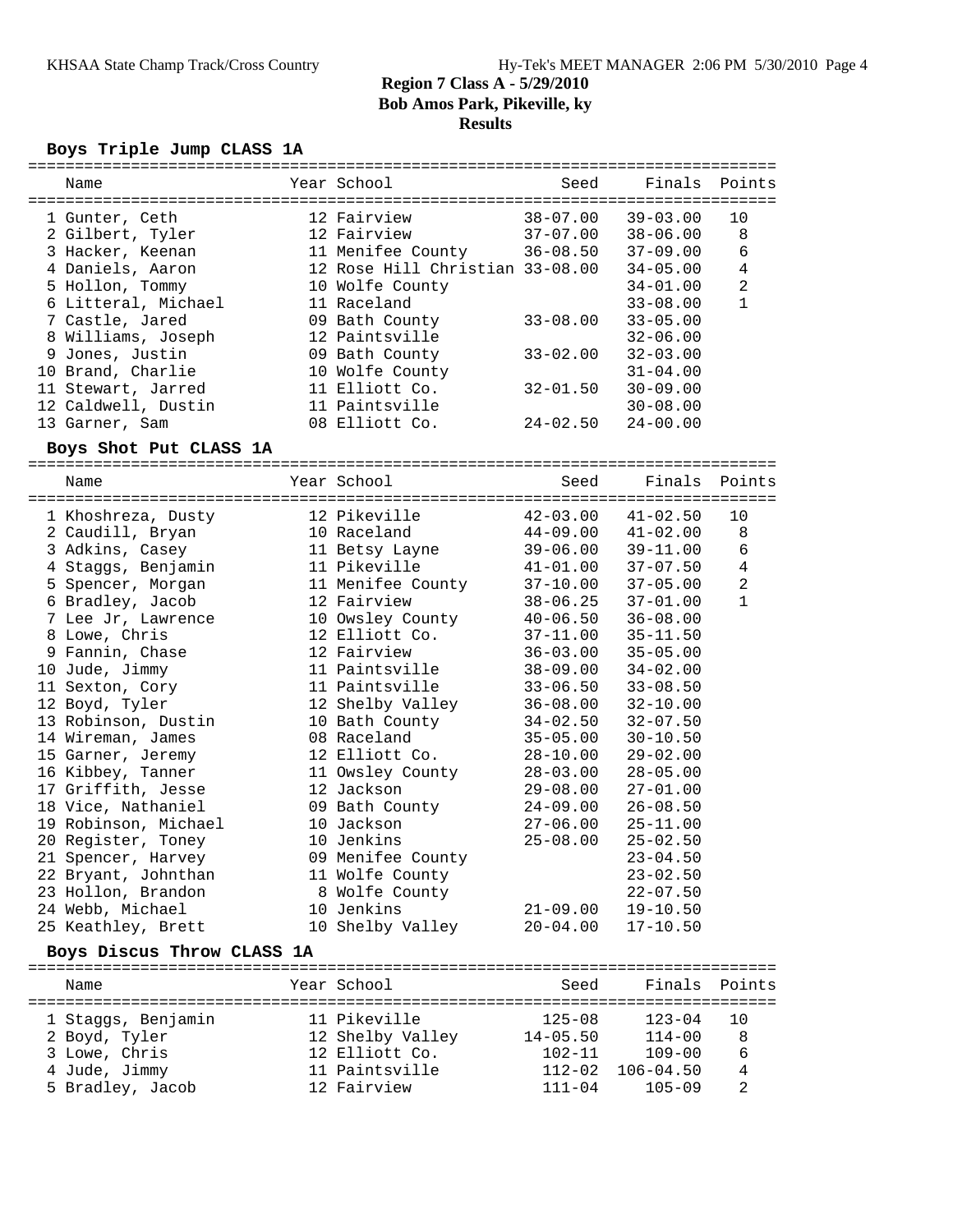# Region 7 Class A - 5/29/2010
## Bob Amos Park, Pikeville, ky
## Results

### Boys Triple Jump CLASS 1A

| | Name | Year | School | Seed | Finals | Points |
|---|---|---|---|---|---|---|
| 1 | Gunter, Ceth | 12 | Fairview | 38-07.00 | 39-03.00 | 10 |
| 2 | Gilbert, Tyler | 12 | Fairview | 37-07.00 | 38-06.00 | 8 |
| 3 | Hacker, Keenan | 11 | Menifee County | 36-08.50 | 37-09.00 | 6 |
| 4 | Daniels, Aaron | 12 | Rose Hill Christian | 33-08.00 | 34-05.00 | 4 |
| 5 | Hollon, Tommy | 10 | Wolfe County | | 34-01.00 | 2 |
| 6 | Litteral, Michael | 11 | Raceland | | 33-08.00 | 1 |
| 7 | Castle, Jared | 09 | Bath County | 33-08.00 | 33-05.00 | |
| 8 | Williams, Joseph | 12 | Paintsville | | 32-06.00 | |
| 9 | Jones, Justin | 09 | Bath County | 33-02.00 | 32-03.00 | |
| 10 | Brand, Charlie | 10 | Wolfe County | | 31-04.00 | |
| 11 | Stewart, Jarred | 11 | Elliott Co. | 32-01.50 | 30-09.00 | |
| 12 | Caldwell, Dustin | 11 | Paintsville | | 30-08.00 | |
| 13 | Garner, Sam | 08 | Elliott Co. | 24-02.50 | 24-00.00 | |

### Boys Shot Put CLASS 1A

| | Name | Year | School | Seed | Finals | Points |
|---|---|---|---|---|---|---|
| 1 | Khoshreza, Dusty | 12 | Pikeville | 42-03.00 | 41-02.50 | 10 |
| 2 | Caudill, Bryan | 10 | Raceland | 44-09.00 | 41-02.00 | 8 |
| 3 | Adkins, Casey | 11 | Betsy Layne | 39-06.00 | 39-11.00 | 6 |
| 4 | Staggs, Benjamin | 11 | Pikeville | 41-01.00 | 37-07.50 | 4 |
| 5 | Spencer, Morgan | 11 | Menifee County | 37-10.00 | 37-05.00 | 2 |
| 6 | Bradley, Jacob | 12 | Fairview | 38-06.25 | 37-01.00 | 1 |
| 7 | Lee Jr, Lawrence | 10 | Owsley County | 40-06.50 | 36-08.00 | |
| 8 | Lowe, Chris | 12 | Elliott Co. | 37-11.00 | 35-11.50 | |
| 9 | Fannin, Chase | 12 | Fairview | 36-03.00 | 35-05.00 | |
| 10 | Jude, Jimmy | 11 | Paintsville | 38-09.00 | 34-02.00 | |
| 11 | Sexton, Cory | 11 | Paintsville | 33-06.50 | 33-08.50 | |
| 12 | Boyd, Tyler | 12 | Shelby Valley | 36-08.00 | 32-10.00 | |
| 13 | Robinson, Dustin | 10 | Bath County | 34-02.50 | 32-07.50 | |
| 14 | Wireman, James | 08 | Raceland | 35-05.00 | 30-10.50 | |
| 15 | Garner, Jeremy | 12 | Elliott Co. | 28-10.00 | 29-02.00 | |
| 16 | Kibbey, Tanner | 11 | Owsley County | 28-03.00 | 28-05.00 | |
| 17 | Griffith, Jesse | 12 | Jackson | 29-08.00 | 27-01.00 | |
| 18 | Vice, Nathaniel | 09 | Bath County | 24-09.00 | 26-08.50 | |
| 19 | Robinson, Michael | 10 | Jackson | 27-06.00 | 25-11.00 | |
| 20 | Register, Toney | 10 | Jenkins | 25-08.00 | 25-02.50 | |
| 21 | Spencer, Harvey | 09 | Menifee County | | 23-04.50 | |
| 22 | Bryant, Johnthan | 11 | Wolfe County | | 23-02.50 | |
| 23 | Hollon, Brandon | 8 | Wolfe County | | 22-07.50 | |
| 24 | Webb, Michael | 10 | Jenkins | 21-09.00 | 19-10.50 | |
| 25 | Keathley, Brett | 10 | Shelby Valley | 20-04.00 | 17-10.50 | |

### Boys Discus Throw CLASS 1A

| | Name | Year | School | Seed | Finals | Points |
|---|---|---|---|---|---|---|
| 1 | Staggs, Benjamin | 11 | Pikeville | 125-08 | 123-04 | 10 |
| 2 | Boyd, Tyler | 12 | Shelby Valley | 14-05.50 | 114-00 | 8 |
| 3 | Lowe, Chris | 12 | Elliott Co. | 102-11 | 109-00 | 6 |
| 4 | Jude, Jimmy | 11 | Paintsville | 112-02 | 106-04.50 | 4 |
| 5 | Bradley, Jacob | 12 | Fairview | 111-04 | 105-09 | 2 |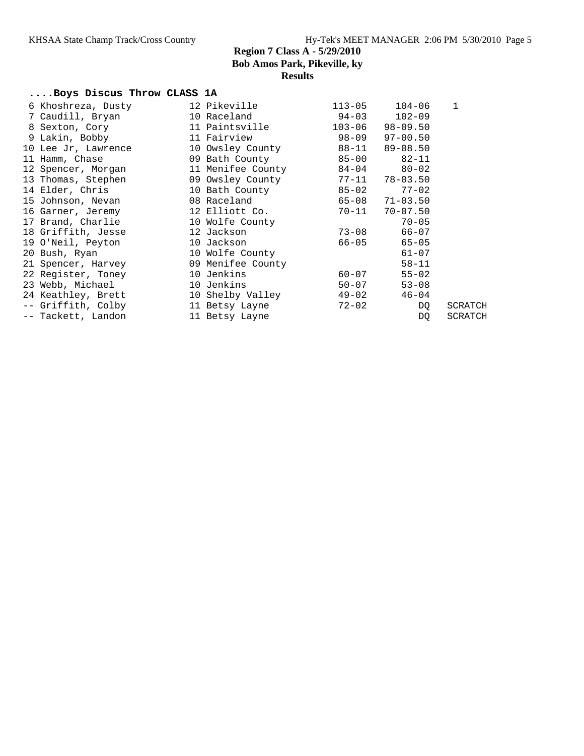**Region 7 Class A - 5/29/2010**
**Bob Amos Park, Pikeville, ky**
**Results**

## ....Boys Discus Throw CLASS 1A

| | | | | | | |
|---|---|---|---|---|---|---|
| 6 | Khoshreza, Dusty | 12 | Pikeville | 113-05 | 104-06 | 1 |
| 7 | Caudill, Bryan | 10 | Raceland | 94-03 | 102-09 | |
| 8 | Sexton, Cory | 11 | Paintsville | 103-06 | 98-09.50 | |
| 9 | Lakin, Bobby | 11 | Fairview | 98-09 | 97-00.50 | |
| 10 | Lee Jr, Lawrence | 10 | Owsley County | 88-11 | 89-08.50 | |
| 11 | Hamm, Chase | 09 | Bath County | 85-00 | 82-11 | |
| 12 | Spencer, Morgan | 11 | Menifee County | 84-04 | 80-02 | |
| 13 | Thomas, Stephen | 09 | Owsley County | 77-11 | 78-03.50 | |
| 14 | Elder, Chris | 10 | Bath County | 85-02 | 77-02 | |
| 15 | Johnson, Nevan | 08 | Raceland | 65-08 | 71-03.50 | |
| 16 | Garner, Jeremy | 12 | Elliott Co. | 70-11 | 70-07.50 | |
| 17 | Brand, Charlie | 10 | Wolfe County | | 70-05 | |
| 18 | Griffith, Jesse | 12 | Jackson | 73-08 | 66-07 | |
| 19 | O'Neil, Peyton | 10 | Jackson | 66-05 | 65-05 | |
| 20 | Bush, Ryan | 10 | Wolfe County | | 61-07 | |
| 21 | Spencer, Harvey | 09 | Menifee County | | 58-11 | |
| 22 | Register, Toney | 10 | Jenkins | 60-07 | 55-02 | |
| 23 | Webb, Michael | 10 | Jenkins | 50-07 | 53-08 | |
| 24 | Keathley, Brett | 10 | Shelby Valley | 49-02 | 46-04 | |
| -- | Griffith, Colby | 11 | Betsy Layne | 72-02 | DQ | SCRATCH |
| -- | Tackett, Landon | 11 | Betsy Layne | | DQ | SCRATCH |